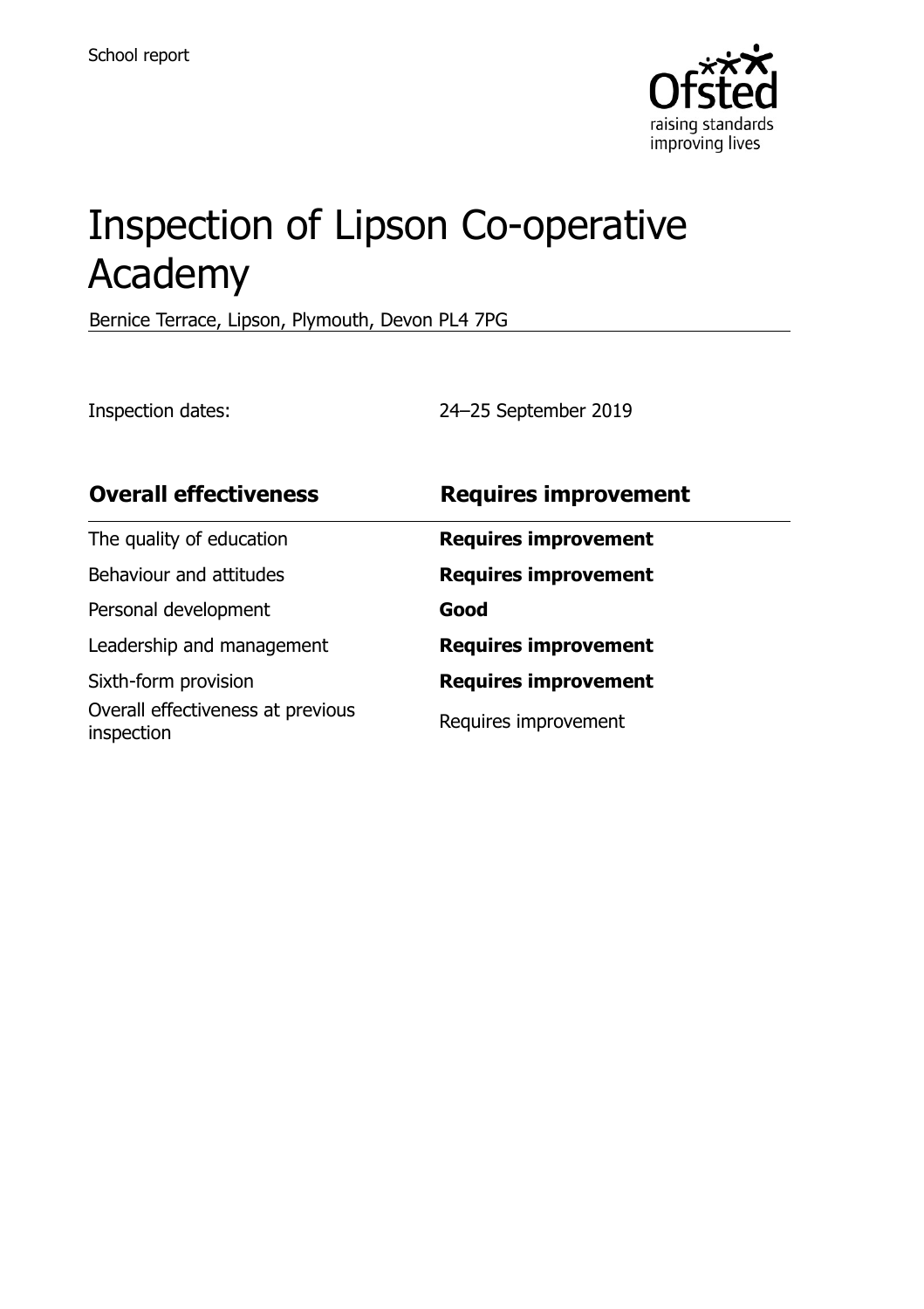School report

# Inspection of Lipson Co-operative Academy

Bernice Terrace, Lipson, Plymouth, Devon PL4 7PG

Inspection dates: 24–25 September 2019

| **Overall effectiveness** | **Requires improvement** |
|---|---|
| The quality of education | **Requires improvement** |
| Behaviour and attitudes | **Requires improvement** |
| Personal development | **Good** |
| Leadership and management | **Requires improvement** |
| Sixth-form provision | **Requires improvement** |
| Overall effectiveness at previous inspection | Requires improvement |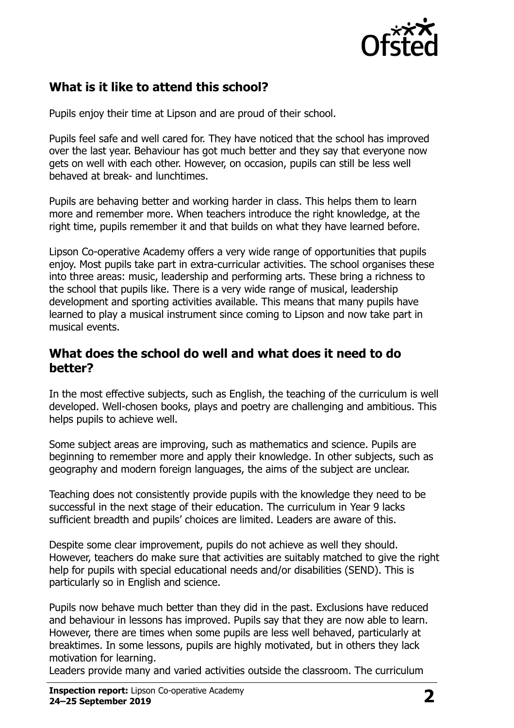## What is it like to attend this school?

Pupils enjoy their time at Lipson and are proud of their school.

Pupils feel safe and well cared for. They have noticed that the school has improved over the last year. Behaviour has got much better and they say that everyone now gets on well with each other. However, on occasion, pupils can still be less well behaved at break- and lunchtimes.

Pupils are behaving better and working harder in class. This helps them to learn more and remember more. When teachers introduce the right knowledge, at the right time, pupils remember it and that builds on what they have learned before.

Lipson Co-operative Academy offers a very wide range of opportunities that pupils enjoy. Most pupils take part in extra-curricular activities. The school organises these into three areas: music, leadership and performing arts. These bring a richness to the school that pupils like. There is a very wide range of musical, leadership development and sporting activities available. This means that many pupils have learned to play a musical instrument since coming to Lipson and now take part in musical events.

## What does the school do well and what does it need to do better?

In the most effective subjects, such as English, the teaching of the curriculum is well developed. Well-chosen books, plays and poetry are challenging and ambitious. This helps pupils to achieve well.

Some subject areas are improving, such as mathematics and science. Pupils are beginning to remember more and apply their knowledge. In other subjects, such as geography and modern foreign languages, the aims of the subject are unclear.

Teaching does not consistently provide pupils with the knowledge they need to be successful in the next stage of their education. The curriculum in Year 9 lacks sufficient breadth and pupils' choices are limited. Leaders are aware of this.

Despite some clear improvement, pupils do not achieve as well they should. However, teachers do make sure that activities are suitably matched to give the right help for pupils with special educational needs and/or disabilities (SEND). This is particularly so in English and science.

Pupils now behave much better than they did in the past. Exclusions have reduced and behaviour in lessons has improved. Pupils say that they are now able to learn. However, there are times when some pupils are less well behaved, particularly at breaktimes. In some lessons, pupils are highly motivated, but in others they lack motivation for learning.

Leaders provide many and varied activities outside the classroom. The curriculum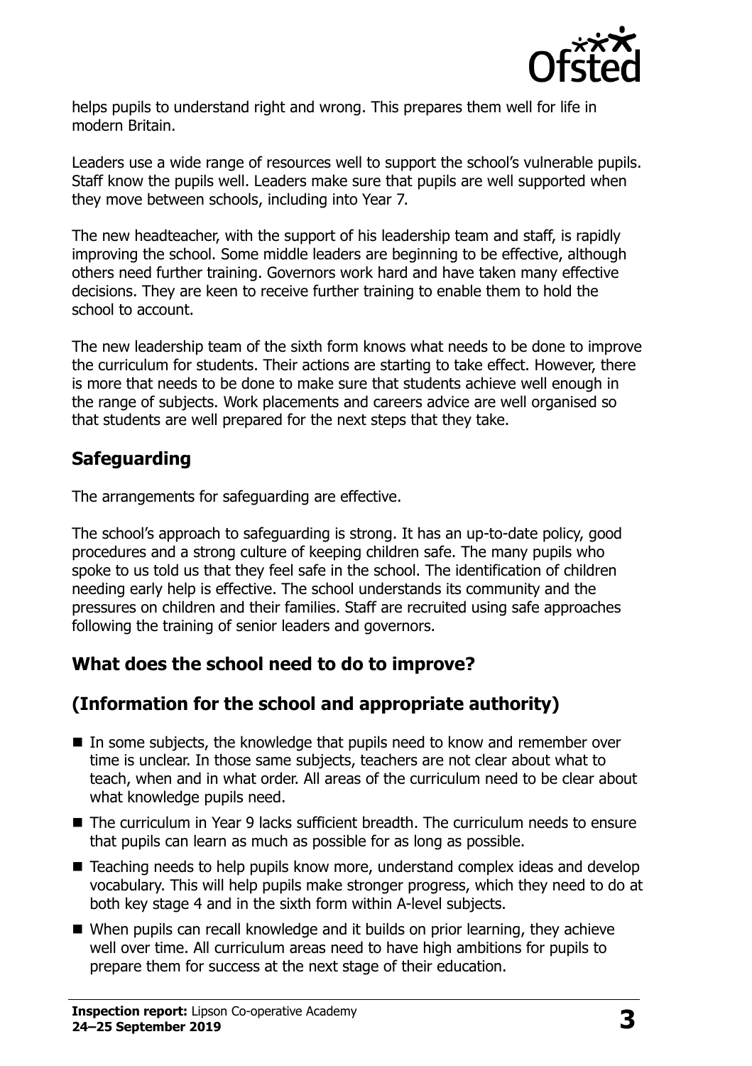helps pupils to understand right and wrong. This prepares them well for life in modern Britain.

Leaders use a wide range of resources well to support the school's vulnerable pupils. Staff know the pupils well. Leaders make sure that pupils are well supported when they move between schools, including into Year 7.

The new headteacher, with the support of his leadership team and staff, is rapidly improving the school. Some middle leaders are beginning to be effective, although others need further training. Governors work hard and have taken many effective decisions. They are keen to receive further training to enable them to hold the school to account.

The new leadership team of the sixth form knows what needs to be done to improve the curriculum for students. Their actions are starting to take effect. However, there is more that needs to be done to make sure that students achieve well enough in the range of subjects. Work placements and careers advice are well organised so that students are well prepared for the next steps that they take.

## Safeguarding

The arrangements for safeguarding are effective.

The school's approach to safeguarding is strong. It has an up-to-date policy, good procedures and a strong culture of keeping children safe. The many pupils who spoke to us told us that they feel safe in the school. The identification of children needing early help is effective. The school understands its community and the pressures on children and their families. Staff are recruited using safe approaches following the training of senior leaders and governors.

## What does the school need to do to improve?

## (Information for the school and appropriate authority)

- In some subjects, the knowledge that pupils need to know and remember over time is unclear. In those same subjects, teachers are not clear about what to teach, when and in what order. All areas of the curriculum need to be clear about what knowledge pupils need.
- The curriculum in Year 9 lacks sufficient breadth. The curriculum needs to ensure that pupils can learn as much as possible for as long as possible.
- Teaching needs to help pupils know more, understand complex ideas and develop vocabulary. This will help pupils make stronger progress, which they need to do at both key stage 4 and in the sixth form within A-level subjects.
- When pupils can recall knowledge and it builds on prior learning, they achieve well over time. All curriculum areas need to have high ambitions for pupils to prepare them for success at the next stage of their education.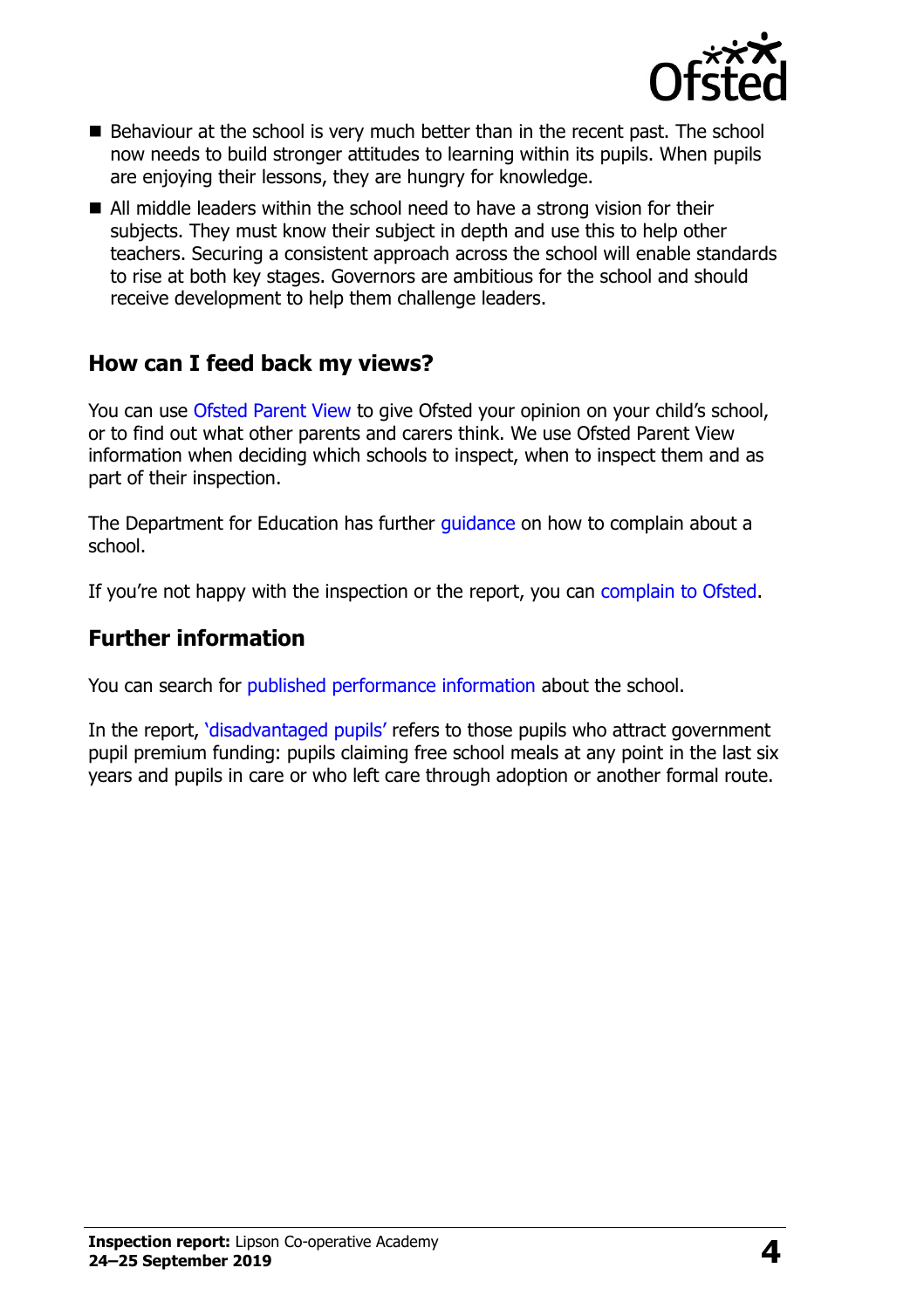- Behaviour at the school is very much better than in the recent past. The school now needs to build stronger attitudes to learning within its pupils. When pupils are enjoying their lessons, they are hungry for knowledge.
- All middle leaders within the school need to have a strong vision for their subjects. They must know their subject in depth and use this to help other teachers. Securing a consistent approach across the school will enable standards to rise at both key stages. Governors are ambitious for the school and should receive development to help them challenge leaders.

## How can I feed back my views?

You can use Ofsted Parent View to give Ofsted your opinion on your child's school, or to find out what other parents and carers think. We use Ofsted Parent View information when deciding which schools to inspect, when to inspect them and as part of their inspection.

The Department for Education has further guidance on how to complain about a school.

If you're not happy with the inspection or the report, you can complain to Ofsted.

## Further information

You can search for published performance information about the school.

In the report, 'disadvantaged pupils' refers to those pupils who attract government pupil premium funding: pupils claiming free school meals at any point in the last six years and pupils in care or who left care through adoption or another formal route.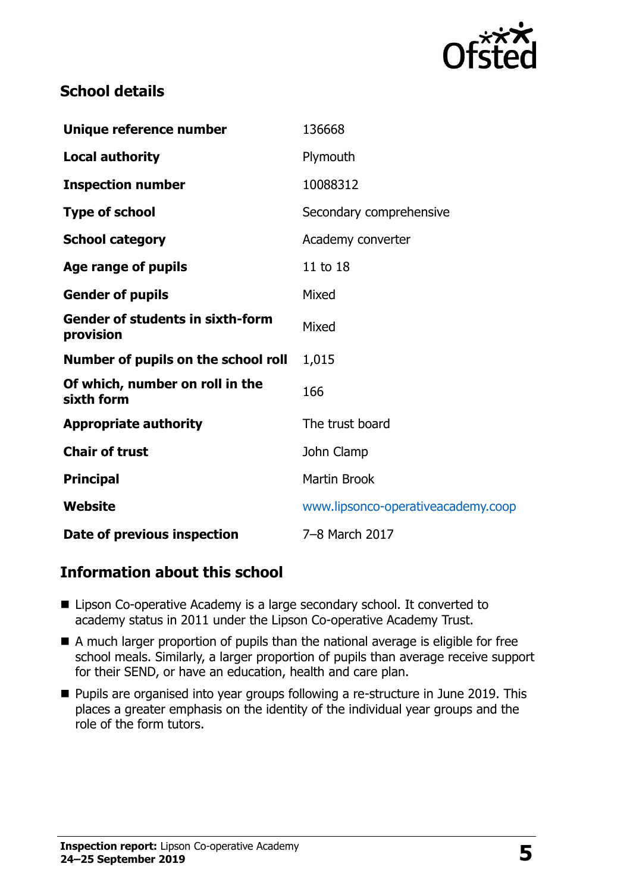## School details

| | |
|---|---|
| **Unique reference number** | 136668 |
| **Local authority** | Plymouth |
| **Inspection number** | 10088312 |
| **Type of school** | Secondary comprehensive |
| **School category** | Academy converter |
| **Age range of pupils** | 11 to 18 |
| **Gender of pupils** | Mixed |
| **Gender of students in sixth-form provision** | Mixed |
| **Number of pupils on the school roll** | 1,015 |
| **Of which, number on roll in the sixth form** | 166 |
| **Appropriate authority** | The trust board |
| **Chair of trust** | John Clamp |
| **Principal** | Martin Brook |
| **Website** | www.lipsonco-operativeacademy.coop |
| **Date of previous inspection** | 7–8 March 2017 |

## Information about this school

- Lipson Co-operative Academy is a large secondary school. It converted to academy status in 2011 under the Lipson Co-operative Academy Trust.
- A much larger proportion of pupils than the national average is eligible for free school meals. Similarly, a larger proportion of pupils than average receive support for their SEND, or have an education, health and care plan.
- Pupils are organised into year groups following a re-structure in June 2019. This places a greater emphasis on the identity of the individual year groups and the role of the form tutors.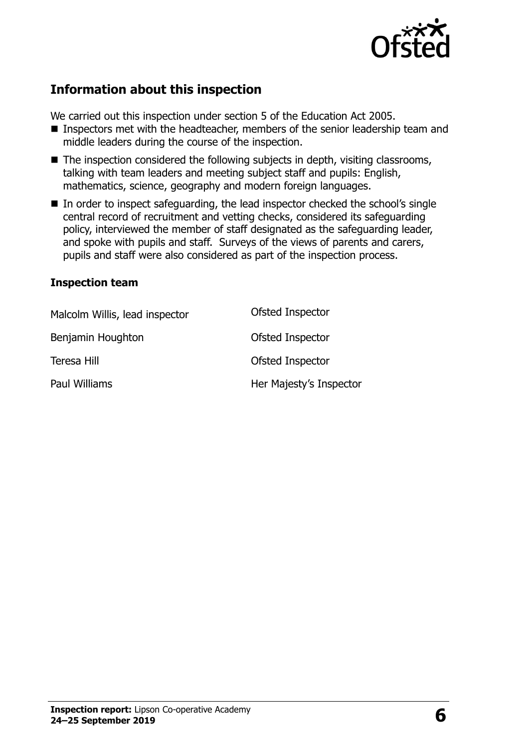## Information about this inspection

We carried out this inspection under section 5 of the Education Act 2005.

- Inspectors met with the headteacher, members of the senior leadership team and middle leaders during the course of the inspection.
- The inspection considered the following subjects in depth, visiting classrooms, talking with team leaders and meeting subject staff and pupils: English, mathematics, science, geography and modern foreign languages.
- In order to inspect safeguarding, the lead inspector checked the school's single central record of recruitment and vetting checks, considered its safeguarding policy, interviewed the member of staff designated as the safeguarding leader, and spoke with pupils and staff. Surveys of the views of parents and carers, pupils and staff were also considered as part of the inspection process.

### Inspection team

| | |
|---|---|
| Malcolm Willis, lead inspector | Ofsted Inspector |
| Benjamin Houghton | Ofsted Inspector |
| Teresa Hill | Ofsted Inspector |
| Paul Williams | Her Majesty's Inspector |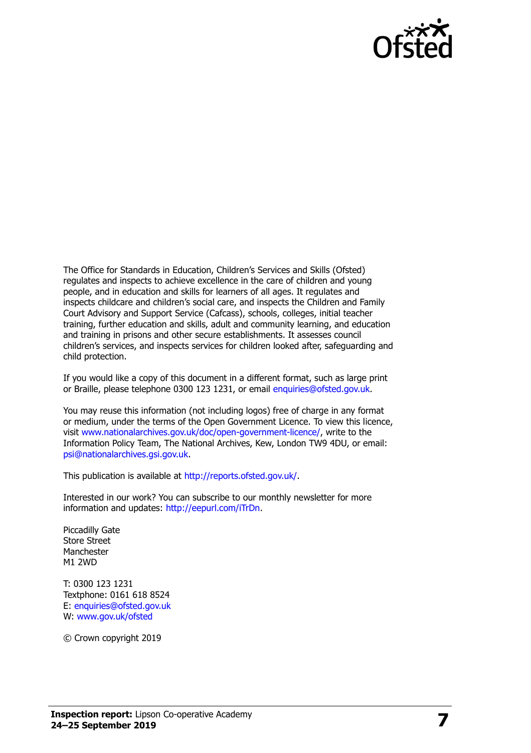The Office for Standards in Education, Children's Services and Skills (Ofsted) regulates and inspects to achieve excellence in the care of children and young people, and in education and skills for learners of all ages. It regulates and inspects childcare and children's social care, and inspects the Children and Family Court Advisory and Support Service (Cafcass), schools, colleges, initial teacher training, further education and skills, adult and community learning, and education and training in prisons and other secure establishments. It assesses council children's services, and inspects services for children looked after, safeguarding and child protection.

If you would like a copy of this document in a different format, such as large print or Braille, please telephone 0300 123 1231, or email enquiries@ofsted.gov.uk.

You may reuse this information (not including logos) free of charge in any format or medium, under the terms of the Open Government Licence. To view this licence, visit www.nationalarchives.gov.uk/doc/open-government-licence/, write to the Information Policy Team, The National Archives, Kew, London TW9 4DU, or email: psi@nationalarchives.gsi.gov.uk.

This publication is available at http://reports.ofsted.gov.uk/.

Interested in our work? You can subscribe to our monthly newsletter for more information and updates: http://eepurl.com/iTrDn.

Piccadilly Gate
Store Street
Manchester
M1 2WD

T: 0300 123 1231
Textphone: 0161 618 8524
E: enquiries@ofsted.gov.uk
W: www.gov.uk/ofsted

© Crown copyright 2019